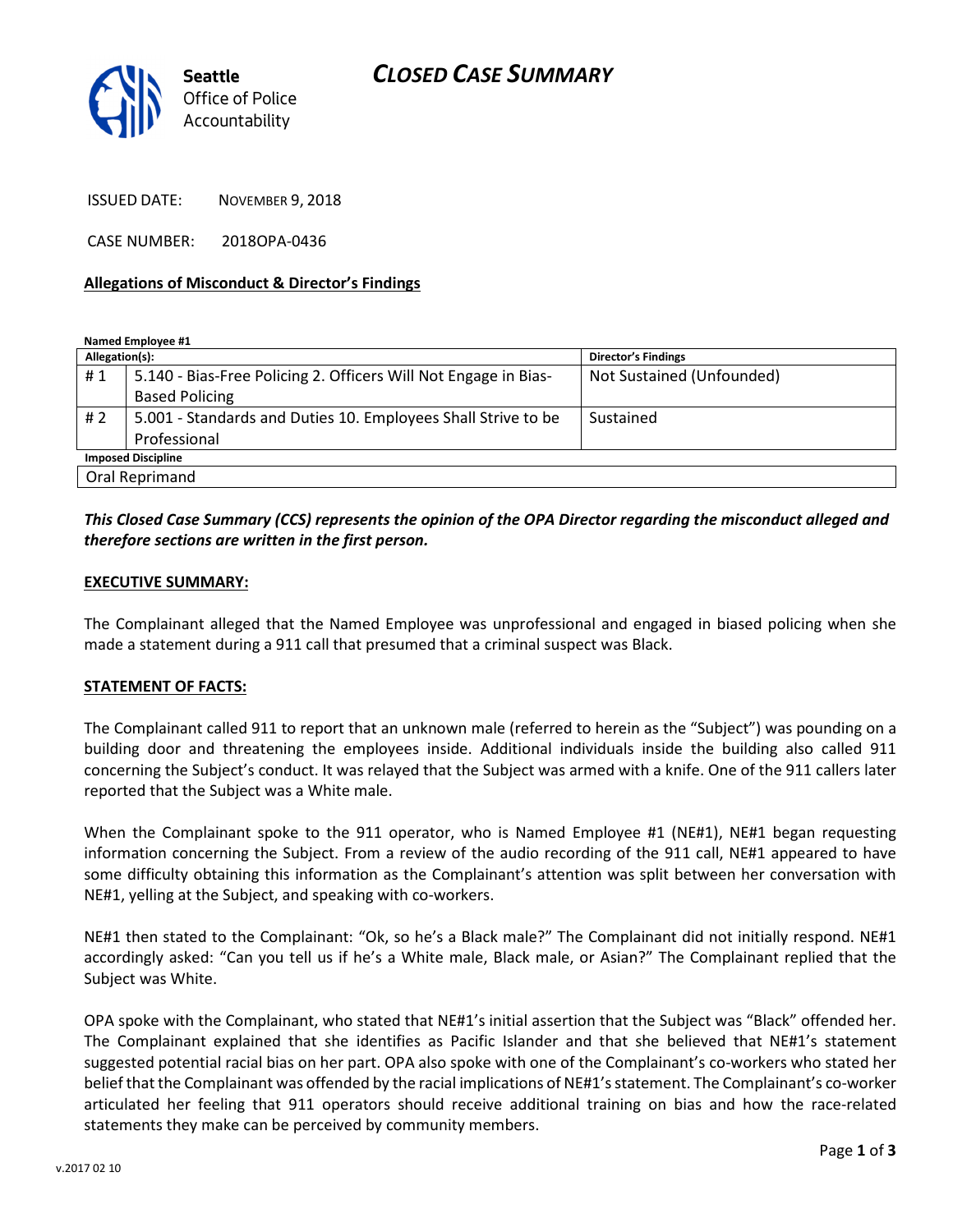# CLOSED CASE SUMMARY

Seattle Office of Police Accountability

ISSUED DATE: NOVEMBER 9, 2018

CASE NUMBER: 2018OPA-0436

**Allegations of Misconduct & Director's Findings**

**Named Employee #1**

| Allegation(s): | | Director's Findings |
|---|---|---|
| # 1 | 5.140 - Bias-Free Policing 2. Officers Will Not Engage in Bias-Based Policing | Not Sustained (Unfounded) |
| # 2 | 5.001 - Standards and Duties 10. Employees Shall Strive to be Professional | Sustained |
| **Imposed Discipline** | | |
| Oral Reprimand | | |

***This Closed Case Summary (CCS) represents the opinion of the OPA Director regarding the misconduct alleged and therefore sections are written in the first person.***

**EXECUTIVE SUMMARY:**

The Complainant alleged that the Named Employee was unprofessional and engaged in biased policing when she made a statement during a 911 call that presumed that a criminal suspect was Black.

**STATEMENT OF FACTS:**

The Complainant called 911 to report that an unknown male (referred to herein as the "Subject") was pounding on a building door and threatening the employees inside. Additional individuals inside the building also called 911 concerning the Subject's conduct. It was relayed that the Subject was armed with a knife. One of the 911 callers later reported that the Subject was a White male.

When the Complainant spoke to the 911 operator, who is Named Employee #1 (NE#1), NE#1 began requesting information concerning the Subject. From a review of the audio recording of the 911 call, NE#1 appeared to have some difficulty obtaining this information as the Complainant's attention was split between her conversation with NE#1, yelling at the Subject, and speaking with co-workers.

NE#1 then stated to the Complainant: "Ok, so he's a Black male?" The Complainant did not initially respond. NE#1 accordingly asked: "Can you tell us if he's a White male, Black male, or Asian?" The Complainant replied that the Subject was White.

OPA spoke with the Complainant, who stated that NE#1's initial assertion that the Subject was "Black" offended her. The Complainant explained that she identifies as Pacific Islander and that she believed that NE#1's statement suggested potential racial bias on her part. OPA also spoke with one of the Complainant's co-workers who stated her belief that the Complainant was offended by the racial implications of NE#1's statement. The Complainant's co-worker articulated her feeling that 911 operators should receive additional training on bias and how the race-related statements they make can be perceived by community members.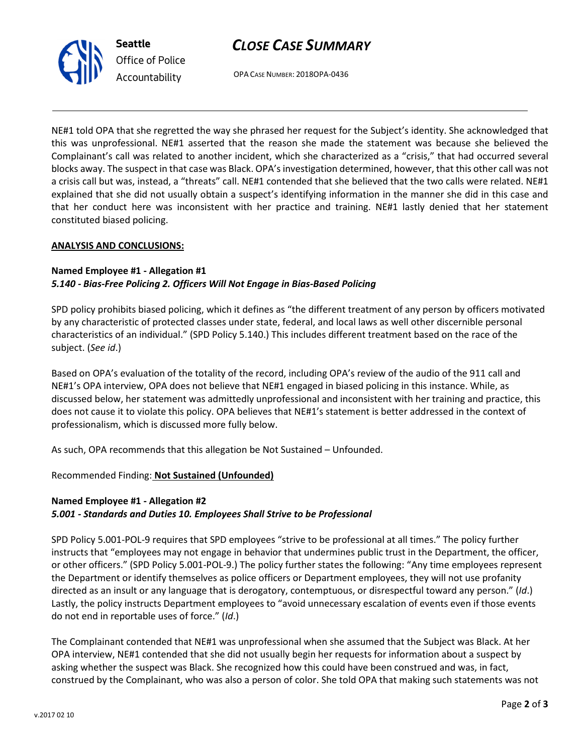NE#1 told OPA that she regretted the way she phrased her request for the Subject's identity. She acknowledged that this was unprofessional. NE#1 asserted that the reason she made the statement was because she believed the Complainant's call was related to another incident, which she characterized as a "crisis," that had occurred several blocks away. The suspect in that case was Black. OPA's investigation determined, however, that this other call was not a crisis call but was, instead, a "threats" call. NE#1 contended that she believed that the two calls were related. NE#1 explained that she did not usually obtain a suspect's identifying information in the manner she did in this case and that her conduct here was inconsistent with her practice and training. NE#1 lastly denied that her statement constituted biased policing.

**ANALYSIS AND CONCLUSIONS:**

**Named Employee #1 - Allegation #1**
***5.140 - Bias-Free Policing 2. Officers Will Not Engage in Bias-Based Policing***

SPD policy prohibits biased policing, which it defines as "the different treatment of any person by officers motivated by any characteristic of protected classes under state, federal, and local laws as well other discernible personal characteristics of an individual." (SPD Policy 5.140.) This includes different treatment based on the race of the subject. (*See id*.)

Based on OPA's evaluation of the totality of the record, including OPA's review of the audio of the 911 call and NE#1's OPA interview, OPA does not believe that NE#1 engaged in biased policing in this instance. While, as discussed below, her statement was admittedly unprofessional and inconsistent with her training and practice, this does not cause it to violate this policy. OPA believes that NE#1's statement is better addressed in the context of professionalism, which is discussed more fully below.

As such, OPA recommends that this allegation be Not Sustained – Unfounded.

Recommended Finding: **Not Sustained (Unfounded)**

**Named Employee #1 - Allegation #2**
***5.001 - Standards and Duties 10. Employees Shall Strive to be Professional***

SPD Policy 5.001-POL-9 requires that SPD employees "strive to be professional at all times." The policy further instructs that "employees may not engage in behavior that undermines public trust in the Department, the officer, or other officers." (SPD Policy 5.001-POL-9.) The policy further states the following: "Any time employees represent the Department or identify themselves as police officers or Department employees, they will not use profanity directed as an insult or any language that is derogatory, contemptuous, or disrespectful toward any person." (*Id*.) Lastly, the policy instructs Department employees to "avoid unnecessary escalation of events even if those events do not end in reportable uses of force." (*Id*.)

The Complainant contended that NE#1 was unprofessional when she assumed that the Subject was Black. At her OPA interview, NE#1 contended that she did not usually begin her requests for information about a suspect by asking whether the suspect was Black. She recognized how this could have been construed and was, in fact, construed by the Complainant, who was also a person of color. She told OPA that making such statements was not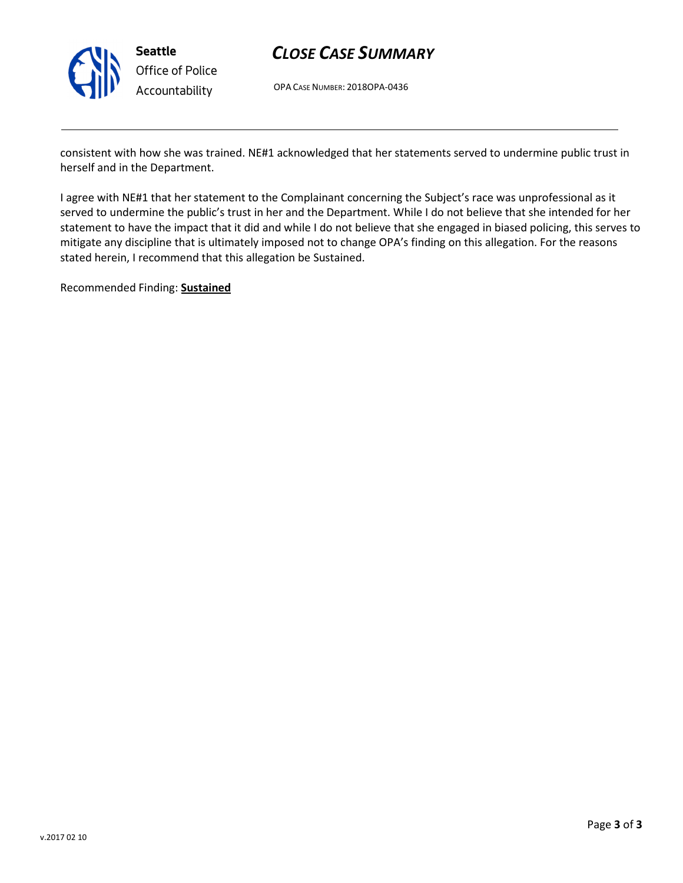consistent with how she was trained. NE#1 acknowledged that her statements served to undermine public trust in herself and in the Department.

I agree with NE#1 that her statement to the Complainant concerning the Subject's race was unprofessional as it served to undermine the public's trust in her and the Department. While I do not believe that she intended for her statement to have the impact that it did and while I do not believe that she engaged in biased policing, this serves to mitigate any discipline that is ultimately imposed not to change OPA's finding on this allegation. For the reasons stated herein, I recommend that this allegation be Sustained.

Recommended Finding: **Sustained**